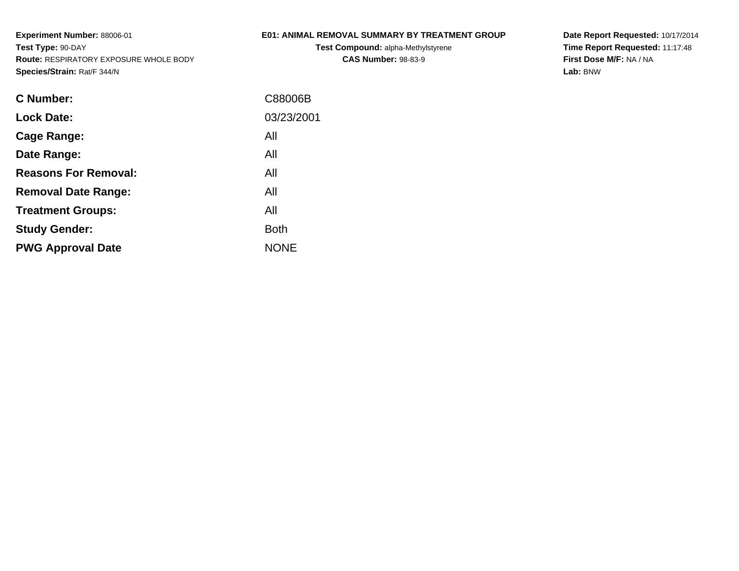**Experiment Number:** 88006-01
**Test Type:** 90-DAY
**Route:** RESPIRATORY EXPOSURE WHOLE BODY
**Species/Strain:** Rat/F 344/N

**E01: ANIMAL REMOVAL SUMMARY BY TREATMENT GROUP**
**Test Compound:** alpha-Methylstyrene
**CAS Number:** 98-83-9

**Date Report Requested:** 10/17/2014
**Time Report Requested:** 11:17:48
**First Dose M/F:** NA / NA
**Lab:** BNW

| | |
|---|---|
| **C Number:** | C88006B |
| **Lock Date:** | 03/23/2001 |
| **Cage Range:** | All |
| **Date Range:** | All |
| **Reasons For Removal:** | All |
| **Removal Date Range:** | All |
| **Treatment Groups:** | All |
| **Study Gender:** | Both |
| **PWG Approval Date** | NONE |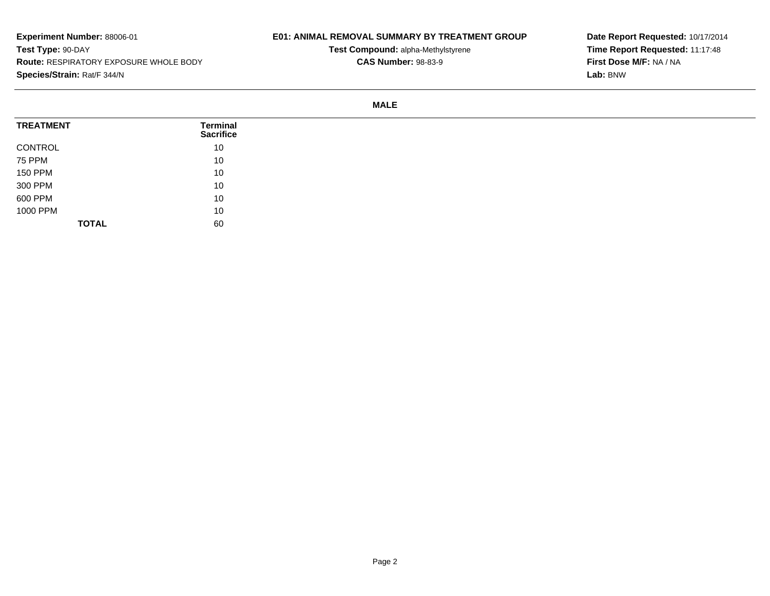**Experiment Number:** 88006-01
**Test Type:** 90-DAY
**Route:** RESPIRATORY EXPOSURE WHOLE BODY
**Species/Strain:** Rat/F 344/N

**E01: ANIMAL REMOVAL SUMMARY BY TREATMENT GROUP**
**Test Compound:** alpha-Methylstyrene
**CAS Number:** 98-83-9

**Date Report Requested:** 10/17/2014
**Time Report Requested:** 11:17:48
**First Dose M/F:** NA / NA
**Lab:** BNW

**MALE**

| TREATMENT | Terminal Sacrifice |
| --- | --- |
| CONTROL | 10 |
| 75 PPM | 10 |
| 150 PPM | 10 |
| 300 PPM | 10 |
| 600 PPM | 10 |
| 1000 PPM | 10 |
| **TOTAL** | 60 |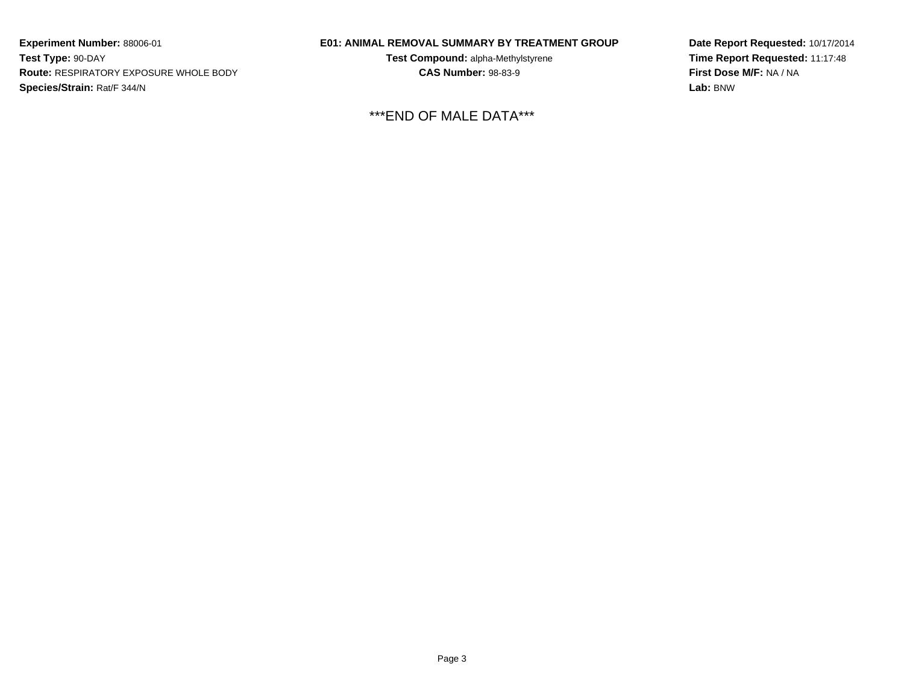**Experiment Number:** 88006-01
**Test Type:** 90-DAY
**Route:** RESPIRATORY EXPOSURE WHOLE BODY
**Species/Strain:** Rat/F 344/N

**E01: ANIMAL REMOVAL SUMMARY BY TREATMENT GROUP**
**Test Compound:** alpha-Methylstyrene
**CAS Number:** 98-83-9

**Date Report Requested:** 10/17/2014
**Time Report Requested:** 11:17:48
**First Dose M/F:** NA / NA
**Lab:** BNW

***END OF MALE DATA***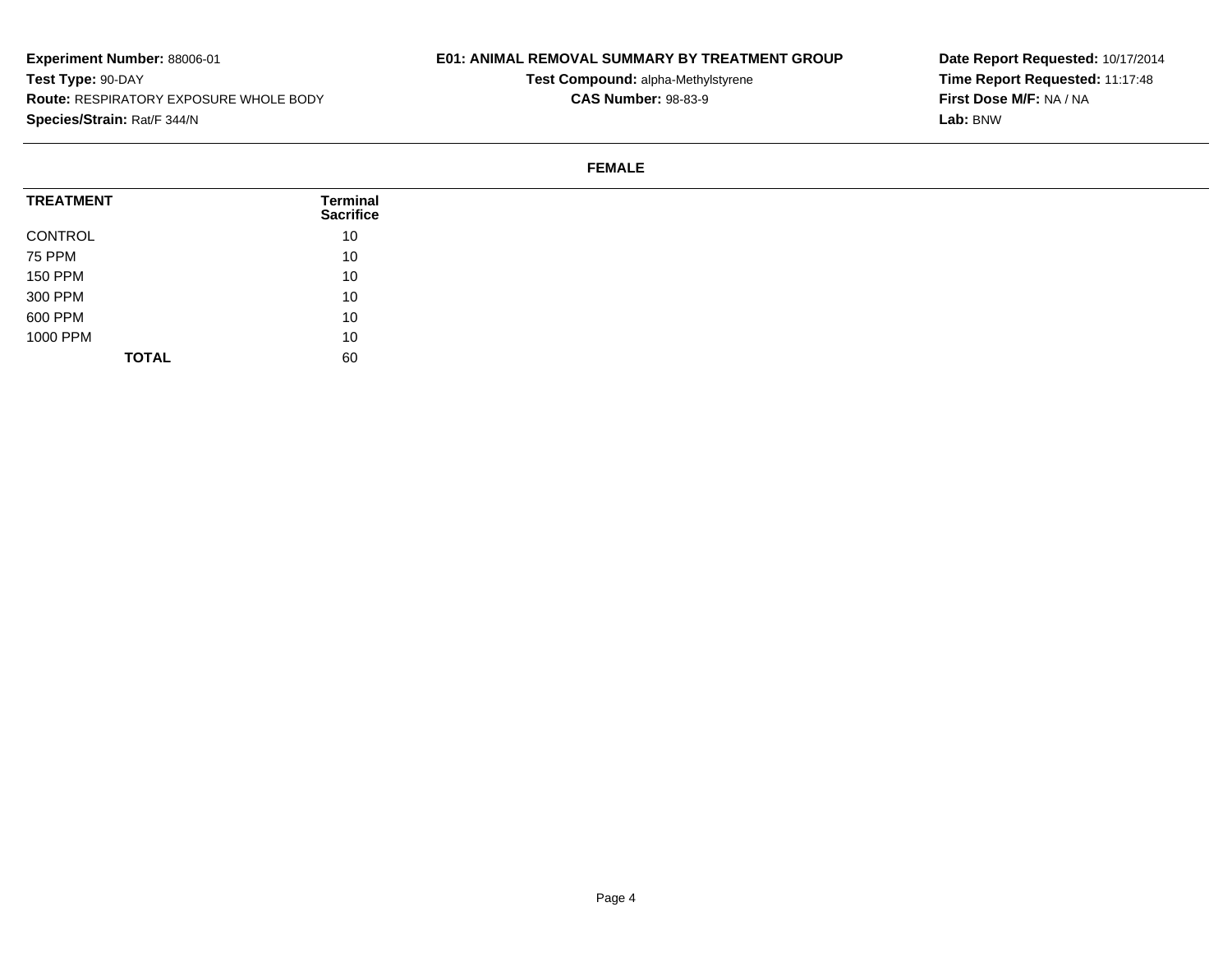**Experiment Number:** 88006-01
**Test Type:** 90-DAY
**Route:** RESPIRATORY EXPOSURE WHOLE BODY
**Species/Strain:** Rat/F 344/N

**E01: ANIMAL REMOVAL SUMMARY BY TREATMENT GROUP**
**Test Compound:** alpha-Methylstyrene
**CAS Number:** 98-83-9

**Date Report Requested:** 10/17/2014
**Time Report Requested:** 11:17:48
**First Dose M/F:** NA / NA
**Lab:** BNW

**FEMALE**

| TREATMENT | Terminal Sacrifice |
|---|---|
| CONTROL | 10 |
| 75 PPM | 10 |
| 150 PPM | 10 |
| 300 PPM | 10 |
| 600 PPM | 10 |
| 1000 PPM | 10 |
| **TOTAL** | 60 |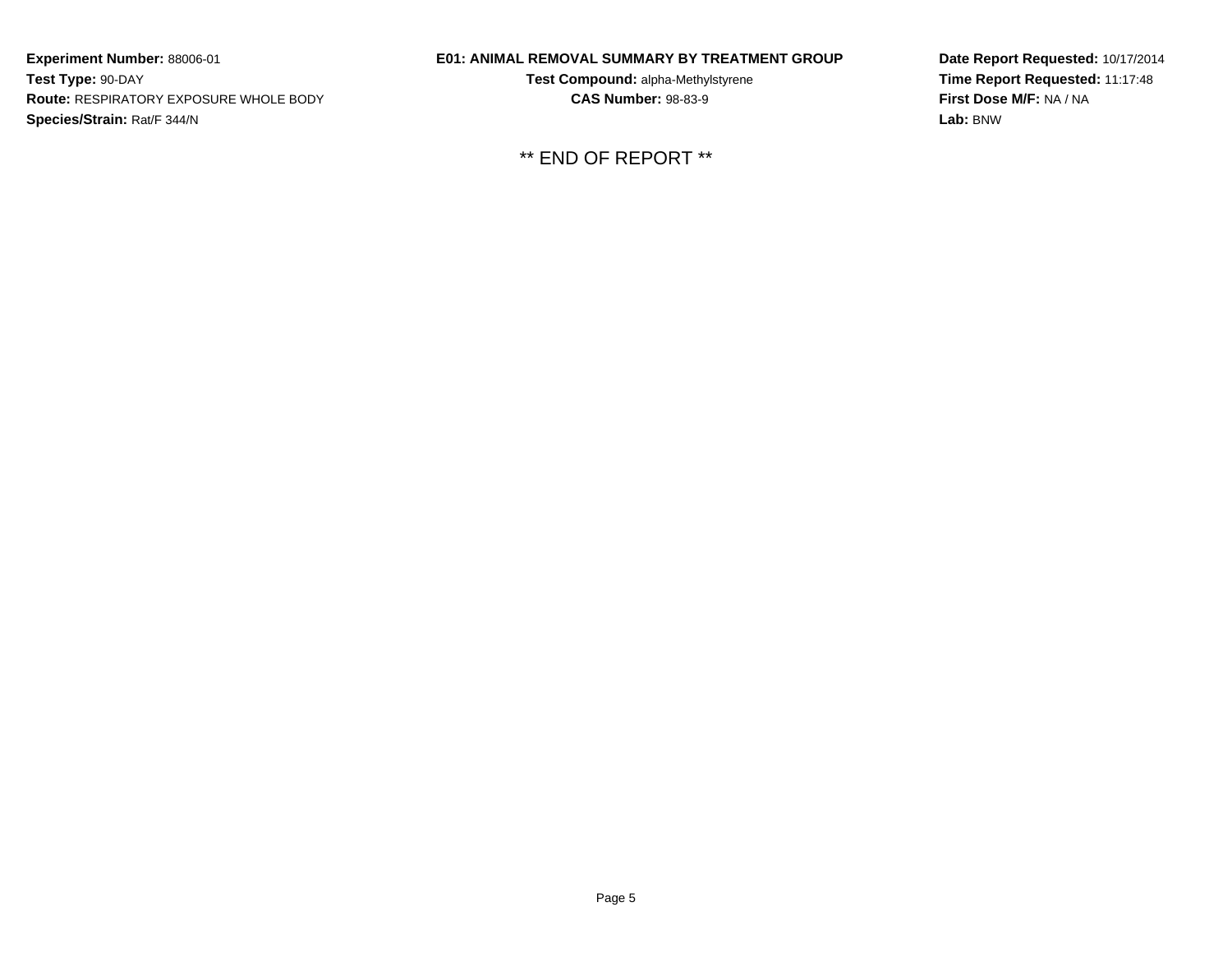**Experiment Number:** 88006-01
**Test Type:** 90-DAY
**Route:** RESPIRATORY EXPOSURE WHOLE BODY
**Species/Strain:** Rat/F 344/N

**E01: ANIMAL REMOVAL SUMMARY BY TREATMENT GROUP**
**Test Compound:** alpha-Methylstyrene
**CAS Number:** 98-83-9

**Date Report Requested:** 10/17/2014
**Time Report Requested:** 11:17:48
**First Dose M/F:** NA / NA
**Lab:** BNW

** END OF REPORT **